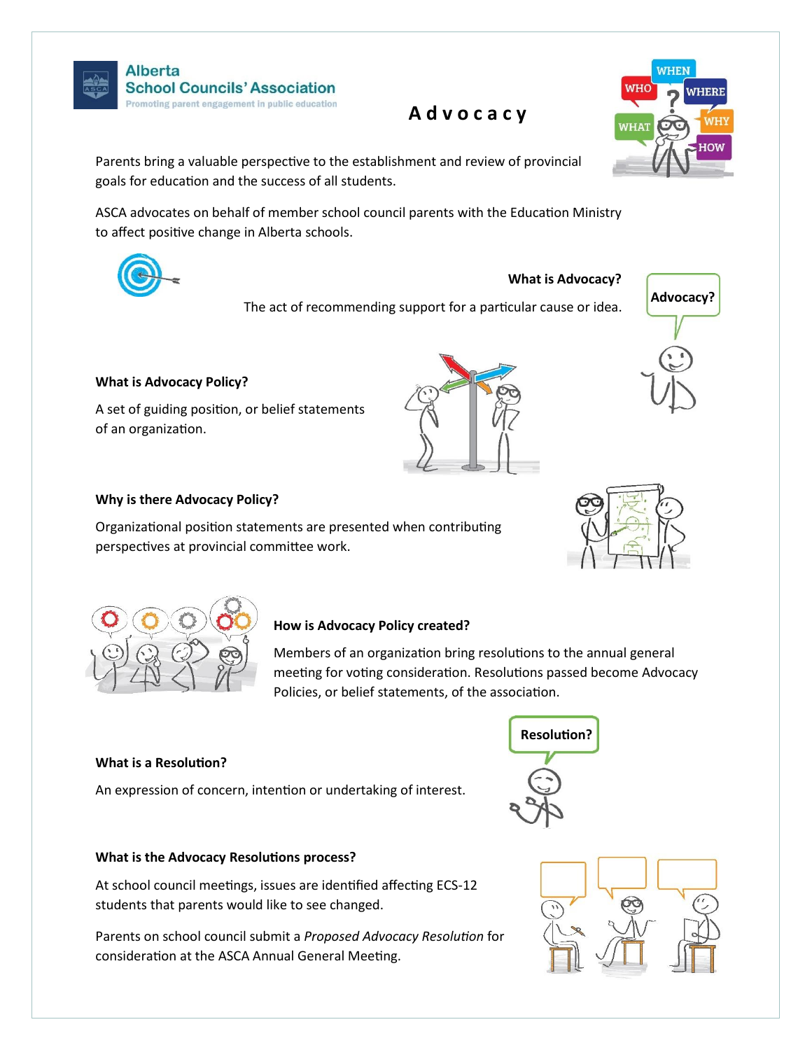Alberta School Councils' Association
Promoting parent engagement in public education

# Advocacy

Parents bring a valuable perspective to the establishment and review of provincial goals for education and the success of all students.

ASCA advocates on behalf of member school council parents with the Education Ministry to affect positive change in Alberta schools.

### What is Advocacy?

The act of recommending support for a particular cause or idea.

### What is Advocacy Policy?

A set of guiding position, or belief statements of an organization.

### Why is there Advocacy Policy?

Organizational position statements are presented when contributing perspectives at provincial committee work.

### How is Advocacy Policy created?

Members of an organization bring resolutions to the annual general meeting for voting consideration. Resolutions passed become Advocacy Policies, or belief statements, of the association.

### What is a Resolution?

An expression of concern, intention or undertaking of interest.

### What is the Advocacy Resolutions process?

At school council meetings, issues are identified affecting ECS-12 students that parents would like to see changed.

Parents on school council submit a *Proposed Advocacy Resolution* for consideration at the ASCA Annual General Meeting.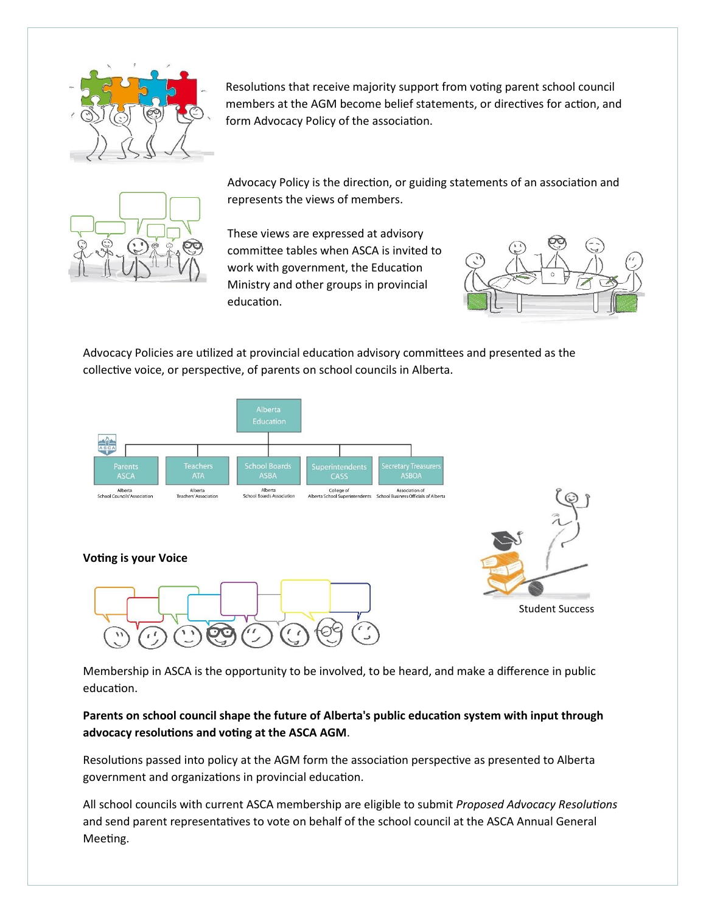Resolutions that receive majority support from voting parent school council members at the AGM become belief statements, or directives for action, and form Advocacy Policy of the association.

Advocacy Policy is the direction, or guiding statements of an association and represents the views of members.

These views are expressed at advisory committee tables when ASCA is invited to work with government, the Education Ministry and other groups in provincial education.

Advocacy Policies are utilized at provincial education advisory committees and presented as the collective voice, or perspective, of parents on school councils in Alberta.

Alberta Education

Parents ASCA
Alberta School Councils' Association

Teachers ATA
Alberta Teachers' Association

School Boards ASBA
Alberta School Boards Association

Superintendents CASS
College of Alberta School Superintendents

Secretary Treasurers ASBOA
Association of School Business Officials of Alberta

**Voting is your Voice**

Student Success

Membership in ASCA is the opportunity to be involved, to be heard, and make a difference in public education.

**Parents on school council shape the future of Alberta's public education system with input through advocacy resolutions and voting at the ASCA AGM**.

Resolutions passed into policy at the AGM form the association perspective as presented to Alberta government and organizations in provincial education.

All school councils with current ASCA membership are eligible to submit *Proposed Advocacy Resolutions* and send parent representatives to vote on behalf of the school council at the ASCA Annual General Meeting.